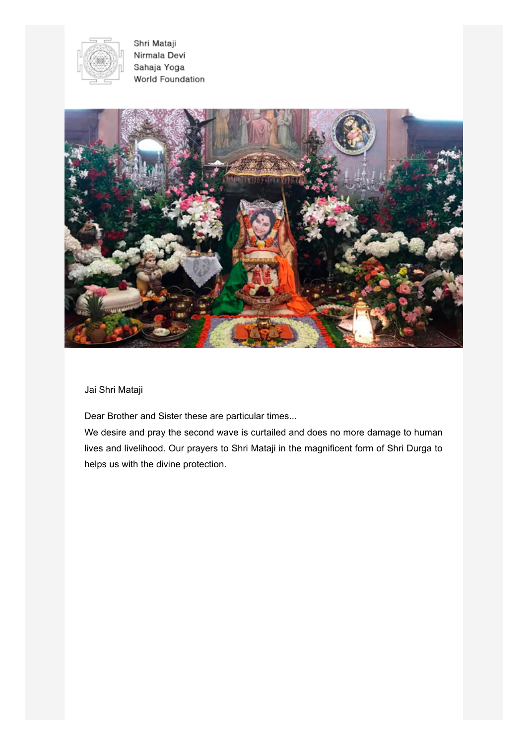Shri Mataji
Nirmala Devi
Sahaja Yoga
World Foundation

Jai Shri Mataji

Dear Brother and Sister these are particular times...
We desire and pray the second wave is curtailed and does no more damage to human lives and livelihood. Our prayers to Shri Mataji in the magnificent form of Shri Durga to helps us with the divine protection.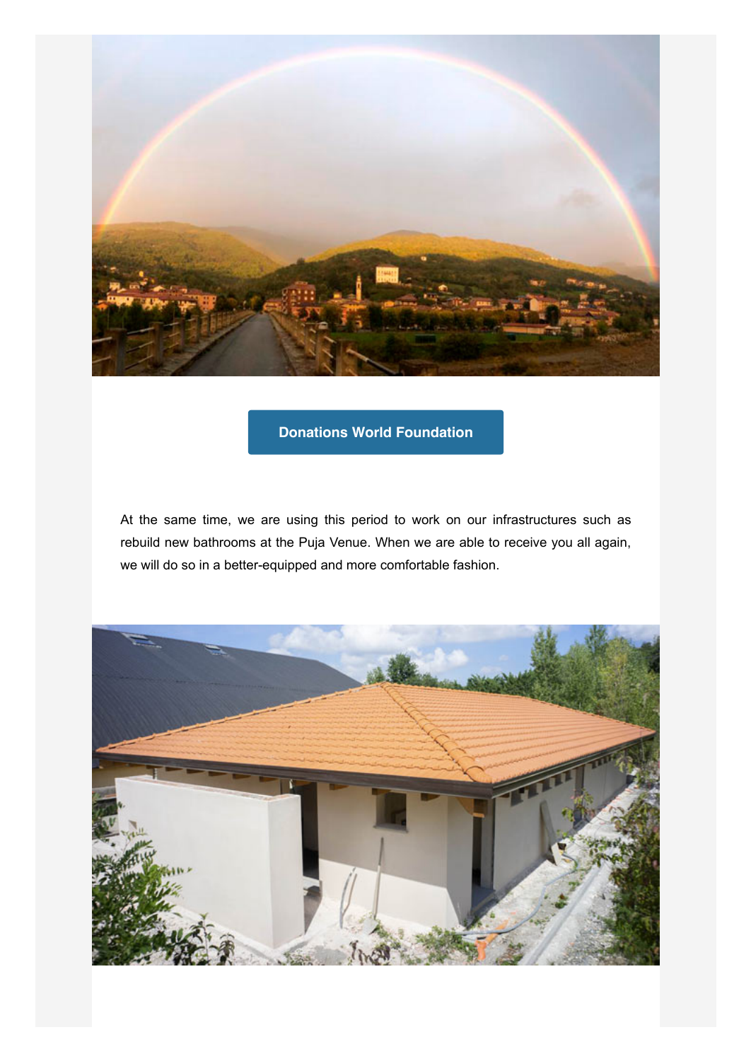**Donations World Foundation**

At the same time, we are using this period to work on our infrastructures such as rebuild new bathrooms at the Puja Venue. When we are able to receive you all again, we will do so in a better-equipped and more comfortable fashion.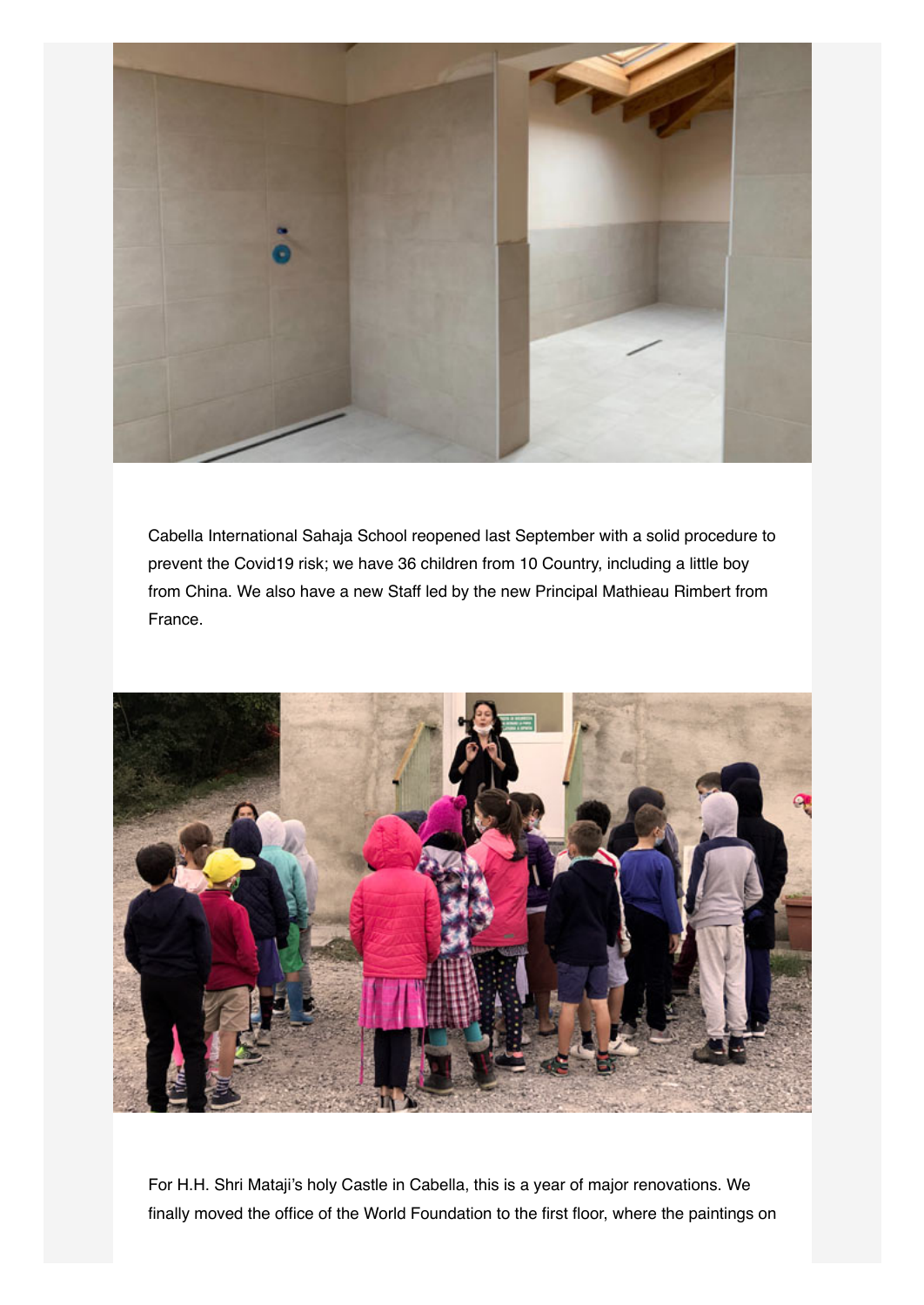Cabella International Sahaja School reopened last September with a solid procedure to prevent the Covid19 risk; we have 36 children from 10 Country, including a little boy from China. We also have a new Staff led by the new Principal Mathieau Rimbert from France.

For H.H. Shri Mataji's holy Castle in Cabella, this is a year of major renovations. We finally moved the office of the World Foundation to the first floor, where the paintings on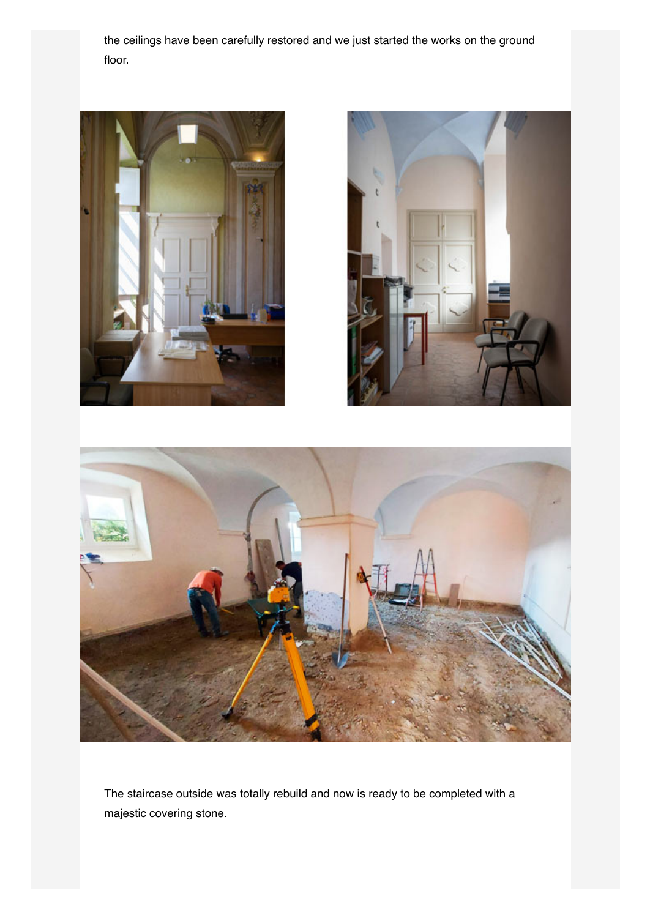the ceilings have been carefully restored and we just started the works on the ground floor.

The staircase outside was totally rebuild and now is ready to be completed with a majestic covering stone.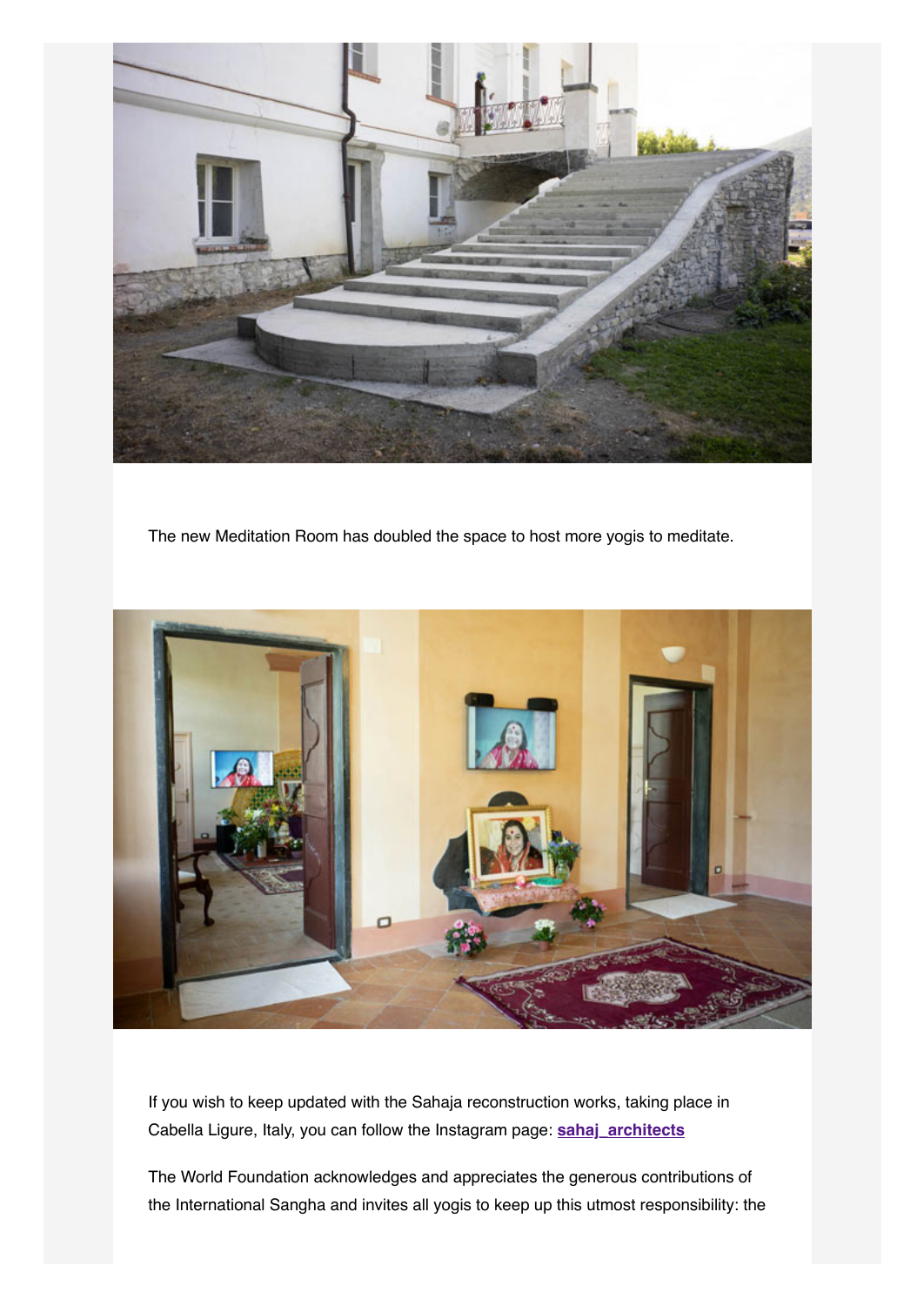The new Meditation Room has doubled the space to host more yogis to meditate.

If you wish to keep updated with the Sahaja reconstruction works, taking place in Cabella Ligure, Italy, you can follow the Instagram page: **sahaj_architects**

The World Foundation acknowledges and appreciates the generous contributions of the International Sangha and invites all yogis to keep up this utmost responsibility: the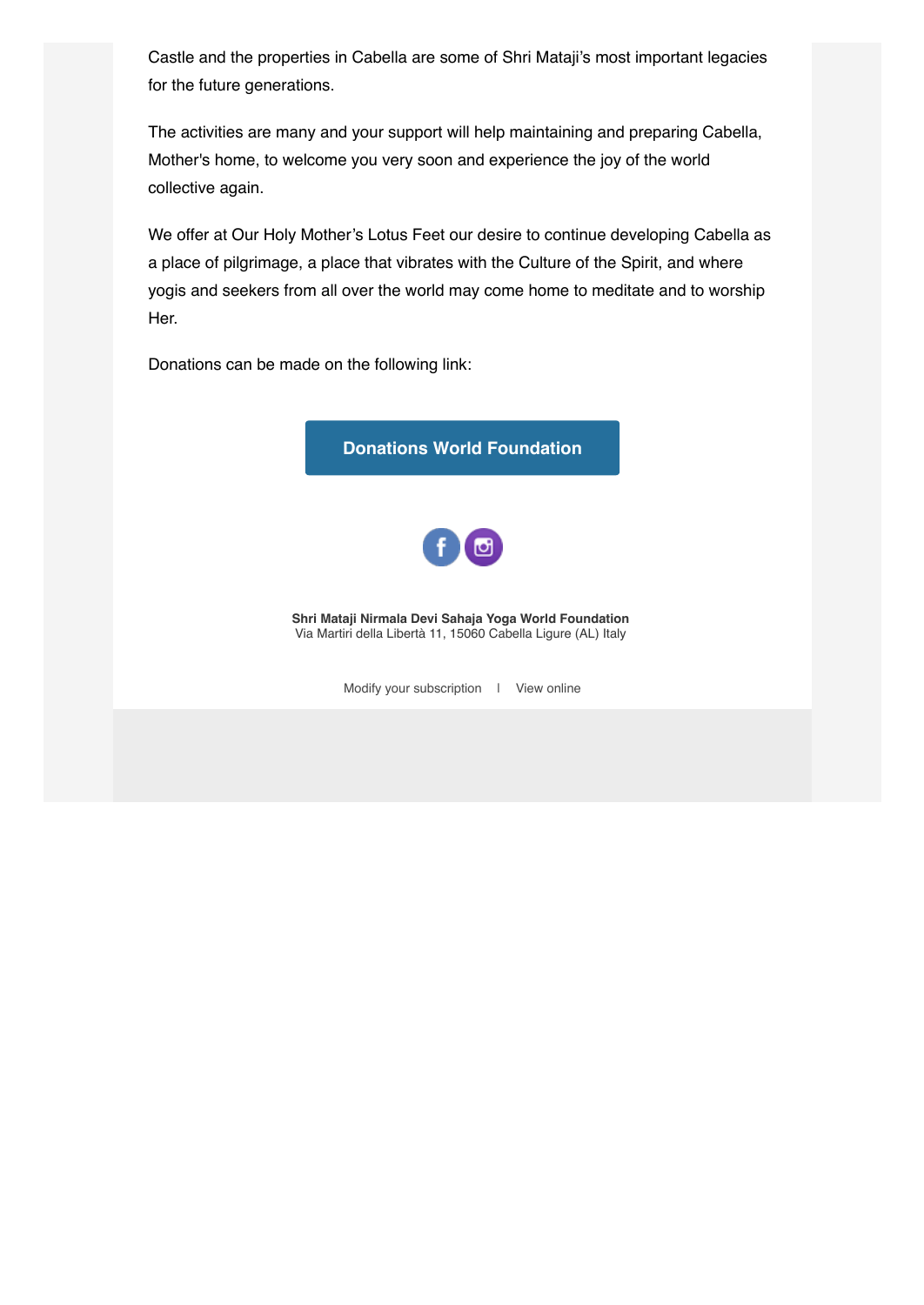Castle and the properties in Cabella are some of Shri Mataji's most important legacies for the future generations.

The activities are many and your support will help maintaining and preparing Cabella, Mother's home, to welcome you very soon and experience the joy of the world collective again.

We offer at Our Holy Mother's Lotus Feet our desire to continue developing Cabella as a place of pilgrimage, a place that vibrates with the Culture of the Spirit, and where yogis and seekers from all over the world may come home to meditate and to worship Her.

Donations can be made on the following link:

**Donations World Foundation**

**Shri Mataji Nirmala Devi Sahaja Yoga World Foundation**
Via Martiri della Libertà 11, 15060 Cabella Ligure (AL) Italy

Modify your subscription | View online